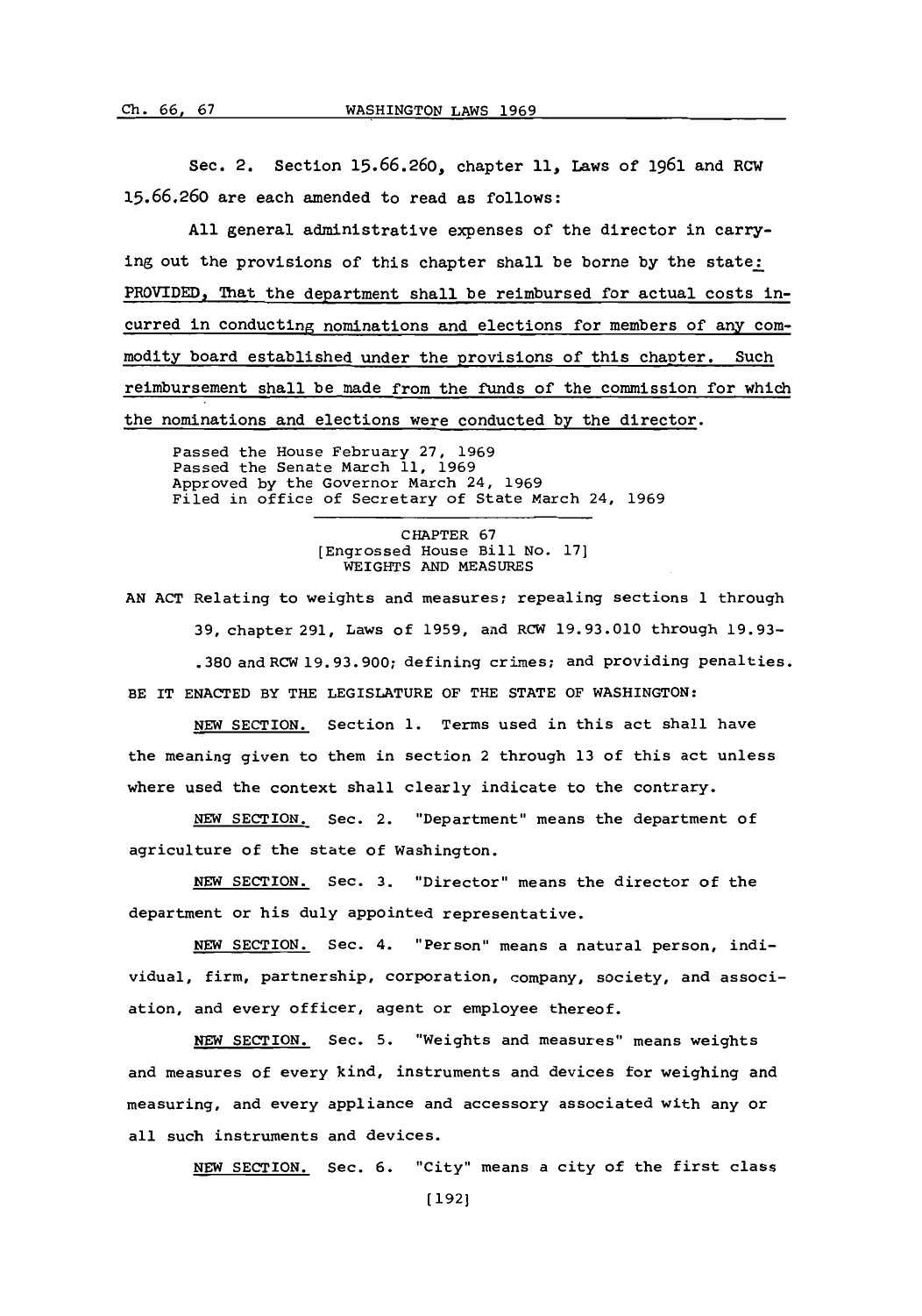Sec. 2. Section 15.66.260, chapter 11, Laws of 1961 and RCW 15.66.260 are each amended to read as follows:

All general administrative expenses of the director in carrying out the provisions of this chapter shall be borne by the state: PROVIDED, That the department shall be reimbursed for actual costs incurred in conducting nominations and elections for members of any commodity board established under the provisions of this chapter. Such reimbursement shall be made from the funds of the commission for which the nominations and elections were conducted by the director.

Passed the House February 27, 1969
Passed the Senate March 11, 1969
Approved by the Governor March 24, 1969
Filed in office of Secretary of State March 24, 1969

---

CHAPTER 67
[Engrossed House Bill No. 17]
WEIGHTS AND MEASURES

AN ACT Relating to weights and measures; repealing sections 1 through 39, chapter 291, Laws of 1959, and RCW 19.93.010 through 19.93-.380 and RCW 19.93.900; defining crimes; and providing penalties.

BE IT ENACTED BY THE LEGISLATURE OF THE STATE OF WASHINGTON:

NEW SECTION. Section 1. Terms used in this act shall have the meaning given to them in section 2 through 13 of this act unless where used the context shall clearly indicate to the contrary.

NEW SECTION. Sec. 2. "Department" means the department of agriculture of the state of Washington.

NEW SECTION. Sec. 3. "Director" means the director of the department or his duly appointed representative.

NEW SECTION. Sec. 4. "Person" means a natural person, individual, firm, partnership, corporation, company, society, and association, and every officer, agent or employee thereof.

NEW SECTION. Sec. 5. "Weights and measures" means weights and measures of every kind, instruments and devices for weighing and measuring, and every appliance and accessory associated with any or all such instruments and devices.

NEW SECTION. Sec. 6. "City" means a city of the first class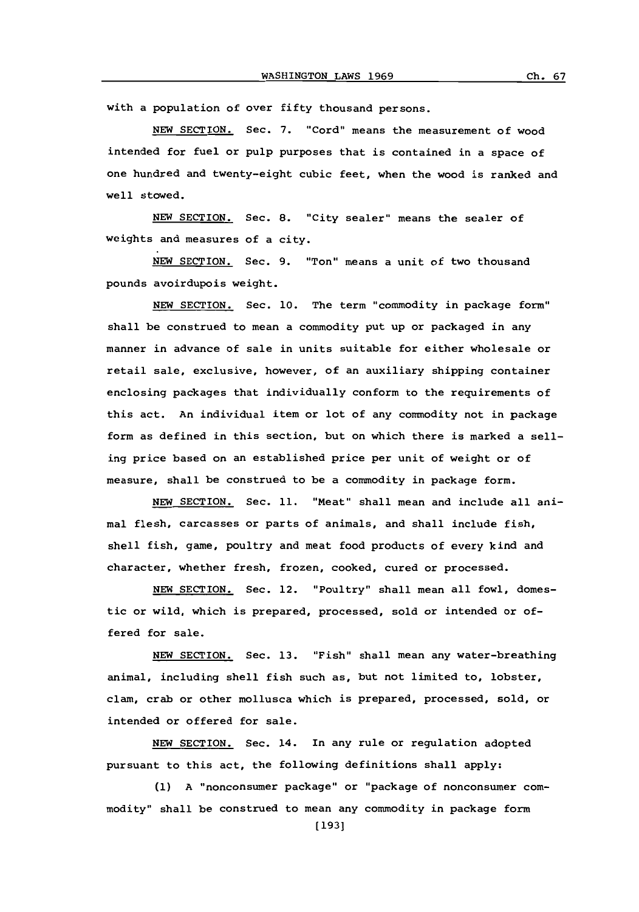with a population of over fifty thousand persons.

NEW SECTION. Sec. 7. "Cord" means the measurement of wood intended for fuel or pulp purposes that is contained in a space of one hundred and twenty-eight cubic feet, when the wood is ranked and well stowed.

NEW SECTION. Sec. 8. "City sealer" means the sealer of weights and measures of a city.

NEW SECTION. Sec. 9. "Ton" means a unit of two thousand pounds avoirdupois weight.

NEW SECTION. Sec. 10. The term "commodity in package form" shall be construed to mean a commodity put up or packaged in any manner in advance of sale in units suitable for either wholesale or retail sale, exclusive, however, of an auxiliary shipping container enclosing packages that individually conform to the requirements of this act. An individual item or lot of any commodity not in package form as defined in this section, but on which there is marked a selling price based on an established price per unit of weight or of measure, shall be construed to be a commodity in package form.

NEW SECTION. Sec. 11. "Meat" shall mean and include all animal flesh, carcasses or parts of animals, and shall include fish, shell fish, game, poultry and meat food products of every kind and character, whether fresh, frozen, cooked, cured or processed.

NEW SECTION. Sec. 12. "Poultry" shall mean all fowl, domestic or wild, which is prepared, processed, sold or intended or offered for sale.

NEW SECTION. Sec. 13. "Fish" shall mean any water-breathing animal, including shell fish such as, but not limited to, lobster, clam, crab or other mollusca which is prepared, processed, sold, or intended or offered for sale.

NEW SECTION. Sec. 14. In any rule or regulation adopted pursuant to this act, the following definitions shall apply:

(1) A "nonconsumer package" or "package of nonconsumer commodity" shall be construed to mean any commodity in package form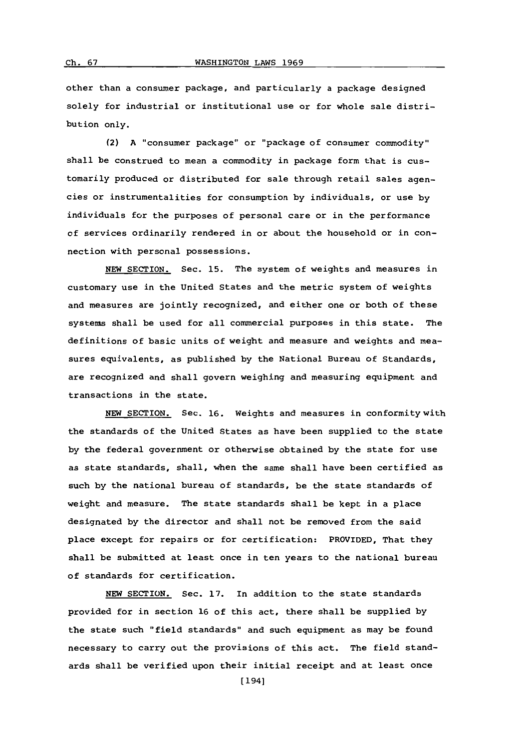other than a consumer package, and particularly a package designed solely for industrial or institutional use or for whole sale distribution only.

(2) A "consumer package" or "package of consumer commodity" shall be construed to mean a commodity in package form that is customarily produced or distributed for sale through retail sales agencies or instrumentalities for consumption by individuals, or use by individuals for the purposes of personal care or in the performance of services ordinarily rendered in or about the household or in connection with personal possessions.

NEW SECTION. Sec. 15. The system of weights and measures in customary use in the United States and the metric system of weights and measures are jointly recognized, and either one or both of these systems shall be used for all commercial purposes in this state. The definitions of basic units of weight and measure and weights and measures equivalents, as published by the National Bureau of Standards, are recognized and shall govern weighing and measuring equipment and transactions in the state.

NEW SECTION. Sec. 16. Weights and measures in conformity with the standards of the United States as have been supplied to the state by the federal government or otherwise obtained by the state for use as state standards, shall, when the same shall have been certified as such by the national bureau of standards, be the state standards of weight and measure. The state standards shall be kept in a place designated by the director and shall not be removed from the said place except for repairs or for certification: PROVIDED, That they shall be submitted at least once in ten years to the national bureau of standards for certification.

NEW SECTION. Sec. 17. In addition to the state standards provided for in section 16 of this act, there shall be supplied by the state such "field standards" and such equipment as may be found necessary to carry out the provisions of this act. The field standards shall be verified upon their initial receipt and at least once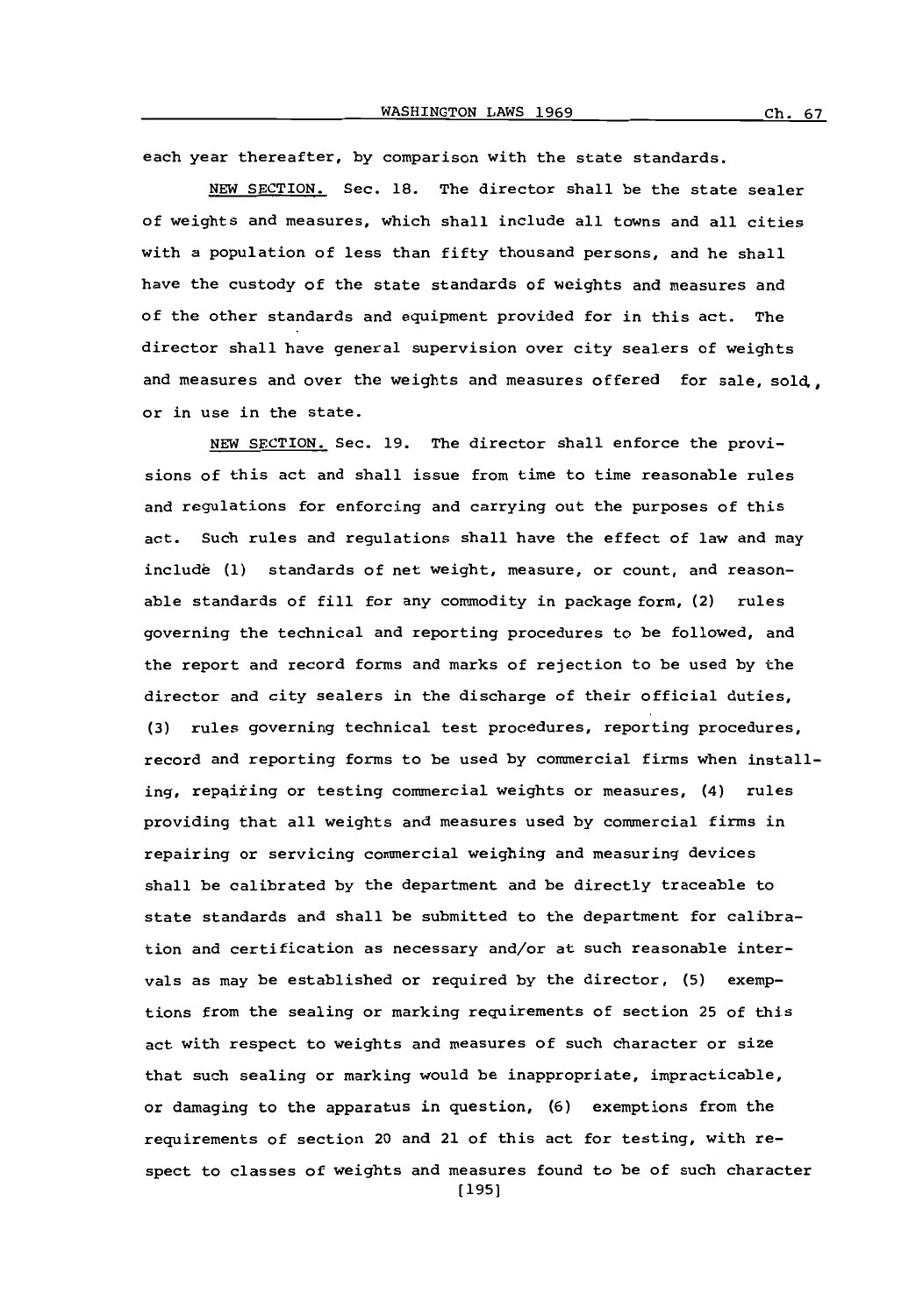each year thereafter, by comparison with the state standards.

NEW SECTION. Sec. 18. The director shall be the state sealer of weights and measures, which shall include all towns and all cities with a population of less than fifty thousand persons, and he shall have the custody of the state standards of weights and measures and of the other standards and equipment provided for in this act. The director shall have general supervision over city sealers of weights and measures and over the weights and measures offered for sale, sold, or in use in the state.

NEW SECTION. Sec. 19. The director shall enforce the provisions of this act and shall issue from time to time reasonable rules and regulations for enforcing and carrying out the purposes of this act. Such rules and regulations shall have the effect of law and may include (1) standards of net weight, measure, or count, and reasonable standards of fill for any commodity in package form, (2) rules governing the technical and reporting procedures to be followed, and the report and record forms and marks of rejection to be used by the director and city sealers in the discharge of their official duties, (3) rules governing technical test procedures, reporting procedures, record and reporting forms to be used by commercial firms when installing, repairing or testing commercial weights or measures, (4) rules providing that all weights and measures used by commercial firms in repairing or servicing commercial weighing and measuring devices shall be calibrated by the department and be directly traceable to state standards and shall be submitted to the department for calibration and certification as necessary and/or at such reasonable intervals as may be established or required by the director, (5) exemptions from the sealing or marking requirements of section 25 of this act with respect to weights and measures of such character or size that such sealing or marking would be inappropriate, impracticable, or damaging to the apparatus in question, (6) exemptions from the requirements of section 20 and 21 of this act for testing, with respect to classes of weights and measures found to be of such character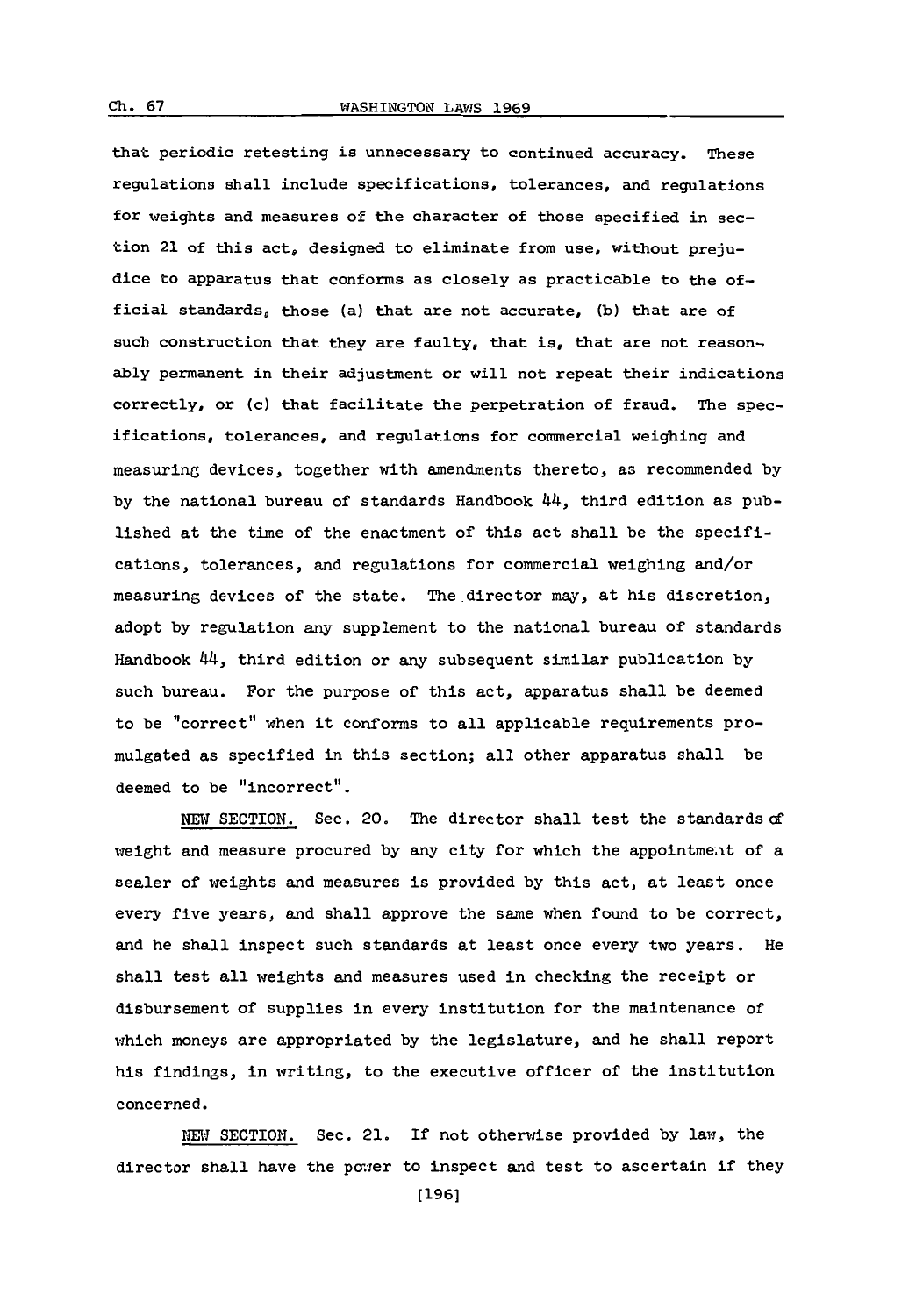that periodic retesting is unnecessary to continued accuracy. These regulations shall include specifications, tolerances, and regulations for weights and measures of the character of those specified in section 21 of this act, designed to eliminate from use, without prejudice to apparatus that conforms as closely as practicable to the official standards, those (a) that are not accurate, (b) that are of such construction that they are faulty, that is, that are not reasonably permanent in their adjustment or will not repeat their indications correctly, or (c) that facilitate the perpetration of fraud. The specifications, tolerances, and regulations for commercial weighing and measuring devices, together with amendments thereto, as recommended by by the national bureau of standards Handbook 44, third edition as published at the time of the enactment of this act shall be the specifications, tolerances, and regulations for commercial weighing and/or measuring devices of the state. The director may, at his discretion, adopt by regulation any supplement to the national bureau of standards Handbook 44, third edition or any subsequent similar publication by such bureau. For the purpose of this act, apparatus shall be deemed to be "correct" when it conforms to all applicable requirements promulgated as specified in this section; all other apparatus shall be deemed to be "incorrect".

NEW SECTION. Sec. 20. The director shall test the standards of weight and measure procured by any city for which the appointment of a sealer of weights and measures is provided by this act, at least once every five years, and shall approve the same when found to be correct, and he shall inspect such standards at least once every two years. He shall test all weights and measures used in checking the receipt or disbursement of supplies in every institution for the maintenance of which moneys are appropriated by the legislature, and he shall report his findings, in writing, to the executive officer of the institution concerned.

NEW SECTION. Sec. 21. If not otherwise provided by law, the director shall have the power to inspect and test to ascertain if they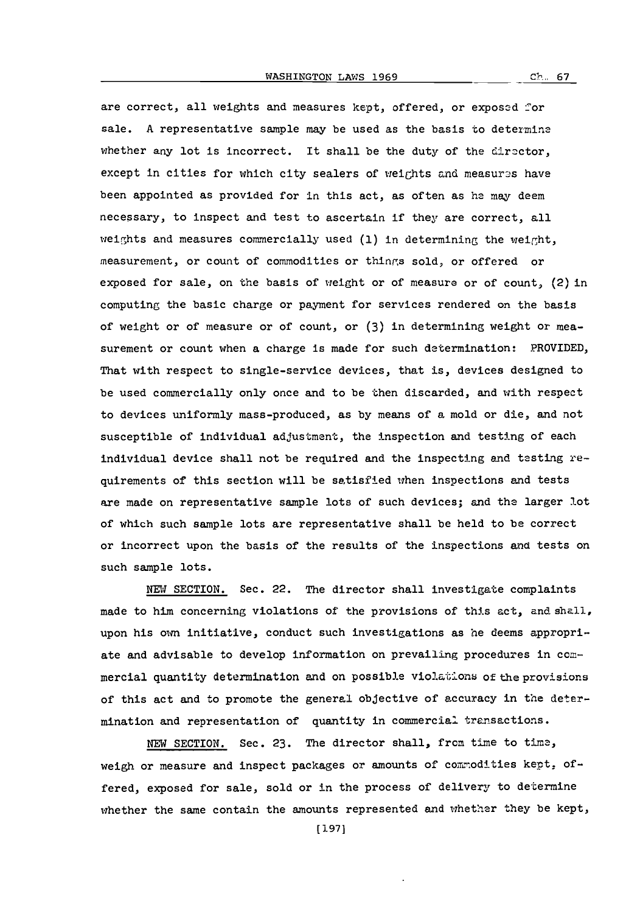are correct, all weights and measures kept, offered, or exposed for sale. A representative sample may be used as the basis to determine whether any lot is incorrect. It shall be the duty of the director, except in cities for which city sealers of weights and measures have been appointed as provided for in this act, as often as he may deem necessary, to inspect and test to ascertain if they are correct, all weights and measures commercially used (1) in determining the weight, measurement, or count of commodities or things sold, or offered or exposed for sale, on the basis of weight or of measure or of count, (2) in computing the basic charge or payment for services rendered on the basis of weight or of measure or of count, or (3) in determining weight or measurement or count when a charge is made for such determination: PROVIDED, That with respect to single-service devices, that is, devices designed to be used commercially only once and to be then discarded, and with respect to devices uniformly mass-produced, as by means of a mold or die, and not susceptible of individual adjustment, the inspection and testing of each individual device shall not be required and the inspecting and testing requirements of this section will be satisfied when inspections and tests are made on representative sample lots of such devices; and the larger lot of which such sample lots are representative shall be held to be correct or incorrect upon the basis of the results of the inspections and tests on such sample lots.

NEW SECTION. Sec. 22. The director shall investigate complaints made to him concerning violations of the provisions of this act, and shall, upon his own initiative, conduct such investigations as he deems appropriate and advisable to develop information on prevailing procedures in commercial quantity determination and on possible violations of the provisions of this act and to promote the general objective of accuracy in the determination and representation of quantity in commercial transactions.

NEW SECTION. Sec. 23. The director shall, from time to time, weigh or measure and inspect packages or amounts of commodities kept, offered, exposed for sale, sold or in the process of delivery to determine whether the same contain the amounts represented and whether they be kept,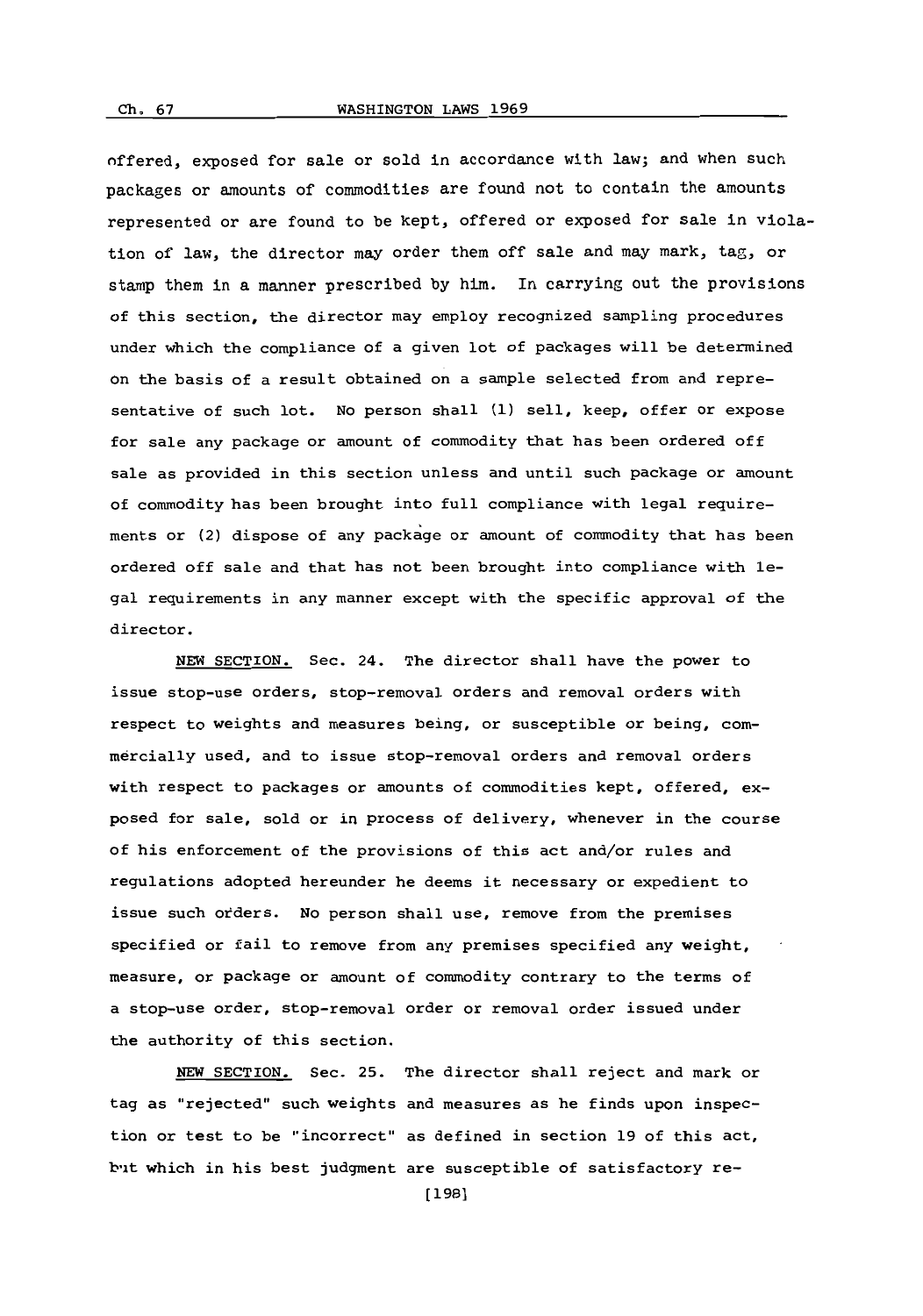offered, exposed for sale or sold in accordance with law; and when such packages or amounts of commodities are found not to contain the amounts represented or are found to be kept, offered or exposed for sale in violation of law, the director may order them off sale and may mark, tag, or stamp them in a manner prescribed by him. In carrying out the provisions of this section, the director may employ recognized sampling procedures under which the compliance of a given lot of packages will be determined on the basis of a result obtained on a sample selected from and representative of such lot. No person shall (1) sell, keep, offer or expose for sale any package or amount of commodity that has been ordered off sale as provided in this section unless and until such package or amount of commodity has been brought into full compliance with legal requirements or (2) dispose of any package or amount of commodity that has been ordered off sale and that has not been brought into compliance with legal requirements in any manner except with the specific approval of the director.

NEW SECTION. Sec. 24. The director shall have the power to issue stop-use orders, stop-removal orders and removal orders with respect to weights and measures being, or susceptible or being, commercially used, and to issue stop-removal orders and removal orders with respect to packages or amounts of commodities kept, offered, exposed for sale, sold or in process of delivery, whenever in the course of his enforcement of the provisions of this act and/or rules and regulations adopted hereunder he deems it necessary or expedient to issue such orders. No person shall use, remove from the premises specified or fail to remove from any premises specified any weight, measure, or package or amount of commodity contrary to the terms of a stop-use order, stop-removal order or removal order issued under the authority of this section.

NEW SECTION. Sec. 25. The director shall reject and mark or tag as "rejected" such weights and measures as he finds upon inspection or test to be "incorrect" as defined in section 19 of this act, but which in his best judgment are susceptible of satisfactory re-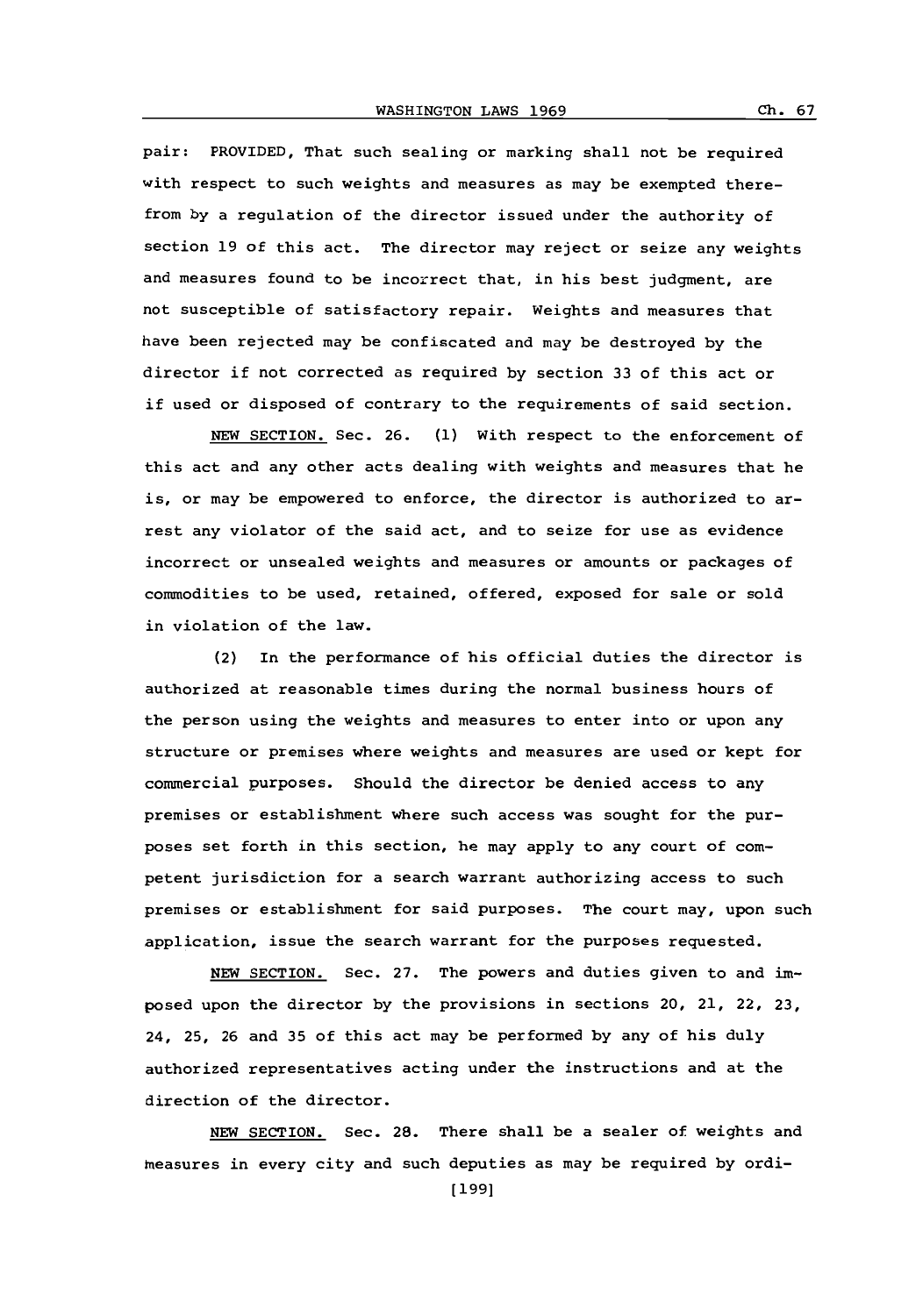pair: PROVIDED, That such sealing or marking shall not be required with respect to such weights and measures as may be exempted therefrom by a regulation of the director issued under the authority of section 19 of this act. The director may reject or seize any weights and measures found to be incorrect that, in his best judgment, are not susceptible of satisfactory repair. Weights and measures that have been rejected may be confiscated and may be destroyed by the director if not corrected as required by section 33 of this act or if used or disposed of contrary to the requirements of said section.

NEW SECTION. Sec. 26. (1) With respect to the enforcement of this act and any other acts dealing with weights and measures that he is, or may be empowered to enforce, the director is authorized to arrest any violator of the said act, and to seize for use as evidence incorrect or unsealed weights and measures or amounts or packages of commodities to be used, retained, offered, exposed for sale or sold in violation of the law.

(2) In the performance of his official duties the director is authorized at reasonable times during the normal business hours of the person using the weights and measures to enter into or upon any structure or premises where weights and measures are used or kept for commercial purposes. Should the director be denied access to any premises or establishment where such access was sought for the purposes set forth in this section, he may apply to any court of competent jurisdiction for a search warrant authorizing access to such premises or establishment for said purposes. The court may, upon such application, issue the search warrant for the purposes requested.

NEW SECTION. Sec. 27. The powers and duties given to and imposed upon the director by the provisions in sections 20, 21, 22, 23, 24, 25, 26 and 35 of this act may be performed by any of his duly authorized representatives acting under the instructions and at the direction of the director.

NEW SECTION. Sec. 28. There shall be a sealer of weights and measures in every city and such deputies as may be required by ordi-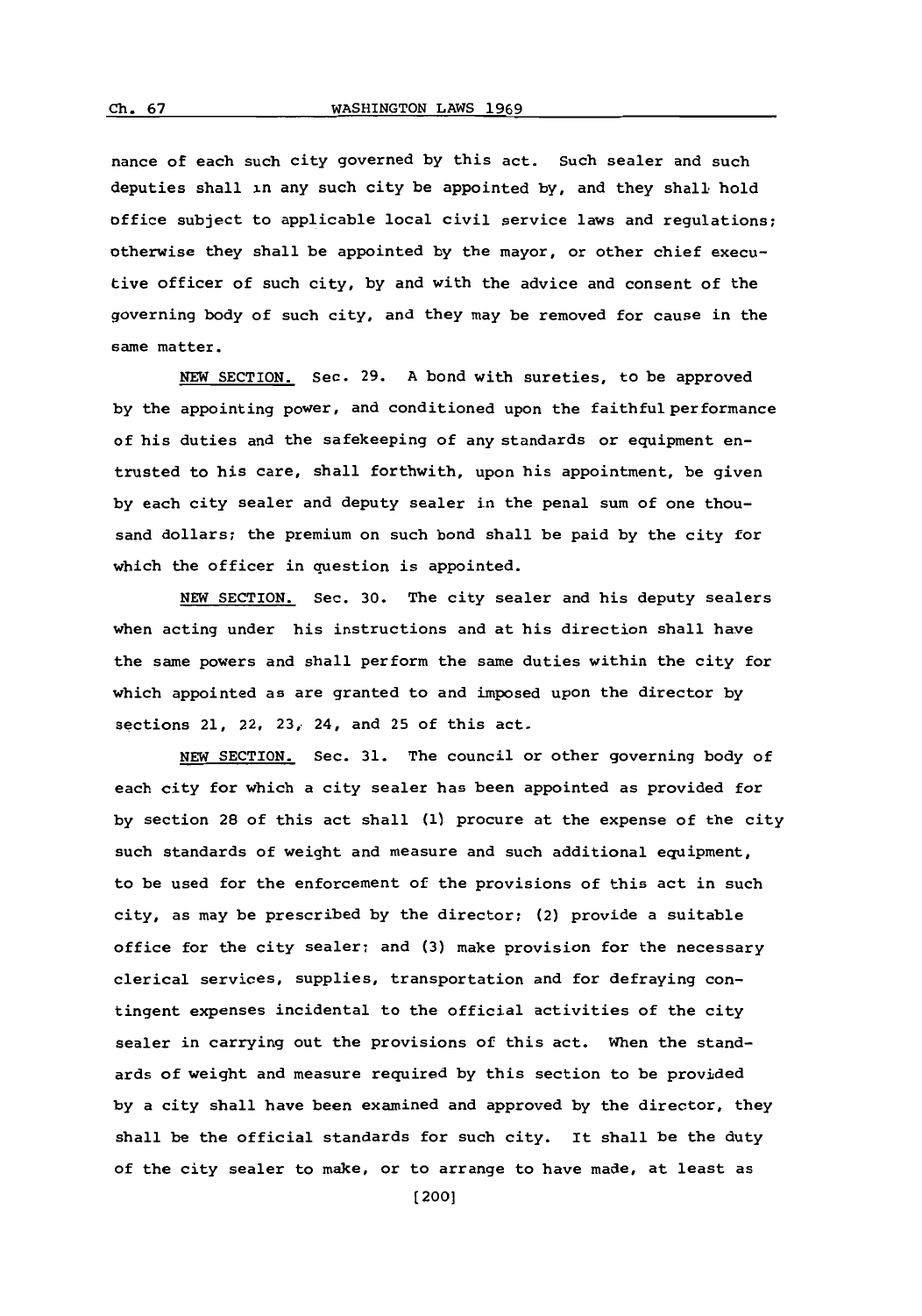nance of each such city governed by this act. Such sealer and such deputies shall in any such city be appointed by, and they shall hold office subject to applicable local civil service laws and regulations; otherwise they shall be appointed by the mayor, or other chief executive officer of such city, by and with the advice and consent of the governing body of such city, and they may be removed for cause in the same matter.

NEW SECTION. Sec. 29. A bond with sureties, to be approved by the appointing power, and conditioned upon the faithful performance of his duties and the safekeeping of any standards or equipment entrusted to his care, shall forthwith, upon his appointment, be given by each city sealer and deputy sealer in the penal sum of one thousand dollars; the premium on such bond shall be paid by the city for which the officer in question is appointed.

NEW SECTION. Sec. 30. The city sealer and his deputy sealers when acting under his instructions and at his direction shall have the same powers and shall perform the same duties within the city for which appointed as are granted to and imposed upon the director by sections 21, 22, 23, 24, and 25 of this act.

NEW SECTION. Sec. 31. The council or other governing body of each city for which a city sealer has been appointed as provided for by section 28 of this act shall (1) procure at the expense of the city such standards of weight and measure and such additional equipment, to be used for the enforcement of the provisions of this act in such city, as may be prescribed by the director; (2) provide a suitable office for the city sealer; and (3) make provision for the necessary clerical services, supplies, transportation and for defraying contingent expenses incidental to the official activities of the city sealer in carrying out the provisions of this act. When the standards of weight and measure required by this section to be provided by a city shall have been examined and approved by the director, they shall be the official standards for such city. It shall be the duty of the city sealer to make, or to arrange to have made, at least as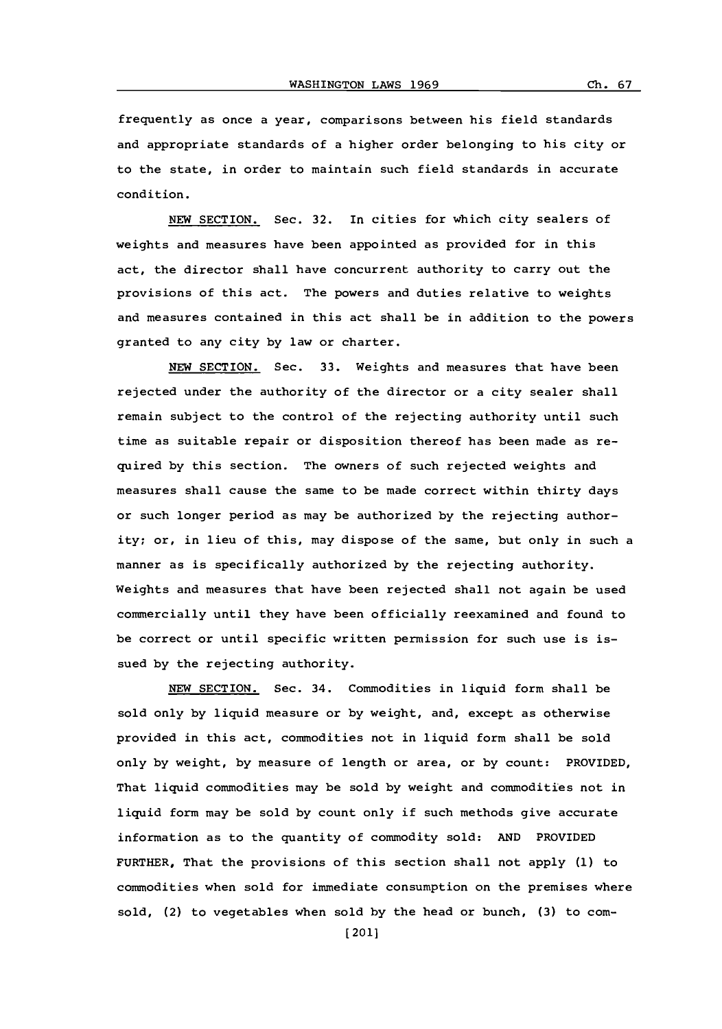frequently as once a year, comparisons between his field standards and appropriate standards of a higher order belonging to his city or to the state, in order to maintain such field standards in accurate condition.

NEW SECTION. Sec. 32. In cities for which city sealers of weights and measures have been appointed as provided for in this act, the director shall have concurrent authority to carry out the provisions of this act. The powers and duties relative to weights and measures contained in this act shall be in addition to the powers granted to any city by law or charter.

NEW SECTION. Sec. 33. Weights and measures that have been rejected under the authority of the director or a city sealer shall remain subject to the control of the rejecting authority until such time as suitable repair or disposition thereof has been made as required by this section. The owners of such rejected weights and measures shall cause the same to be made correct within thirty days or such longer period as may be authorized by the rejecting authority; or, in lieu of this, may dispose of the same, but only in such a manner as is specifically authorized by the rejecting authority. Weights and measures that have been rejected shall not again be used commercially until they have been officially reexamined and found to be correct or until specific written permission for such use is issued by the rejecting authority.

NEW SECTION. Sec. 34. Commodities in liquid form shall be sold only by liquid measure or by weight, and, except as otherwise provided in this act, commodities not in liquid form shall be sold only by weight, by measure of length or area, or by count: PROVIDED, That liquid commodities may be sold by weight and commodities not in liquid form may be sold by count only if such methods give accurate information as to the quantity of commodity sold: AND PROVIDED FURTHER, That the provisions of this section shall not apply (1) to commodities when sold for immediate consumption on the premises where sold, (2) to vegetables when sold by the head or bunch, (3) to com-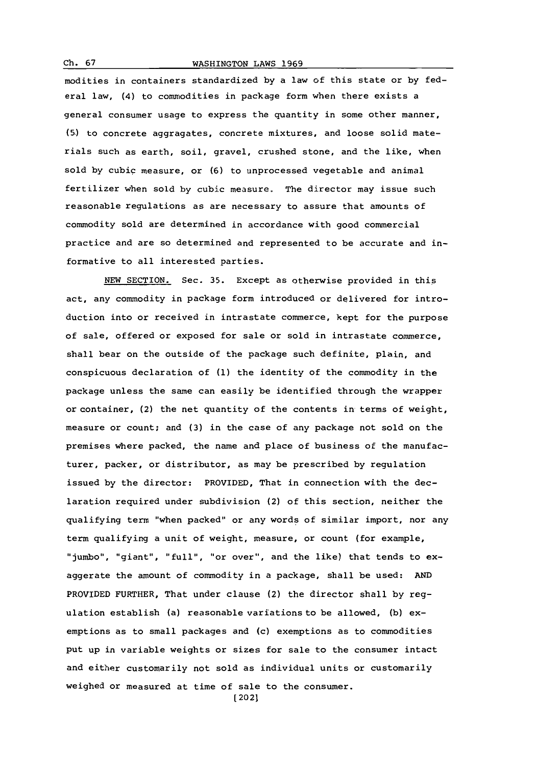modities in containers standardized by a law of this state or by federal law, (4) to commodities in package form when there exists a general consumer usage to express the quantity in some other manner, (5) to concrete aggragates, concrete mixtures, and loose solid materials such as earth, soil, gravel, crushed stone, and the like, when sold by cubic measure, or (6) to unprocessed vegetable and animal fertilizer when sold by cubic measure. The director may issue such reasonable regulations as are necessary to assure that amounts of commodity sold are determined in accordance with good commercial practice and are so determined and represented to be accurate and informative to all interested parties.

NEW SECTION. Sec. 35. Except as otherwise provided in this act, any commodity in package form introduced or delivered for introduction into or received in intrastate commerce, kept for the purpose of sale, offered or exposed for sale or sold in intrastate commerce, shall bear on the outside of the package such definite, plain, and conspicuous declaration of (1) the identity of the commodity in the package unless the same can easily be identified through the wrapper or container, (2) the net quantity of the contents in terms of weight, measure or count; and (3) in the case of any package not sold on the premises where packed, the name and place of business of the manufacturer, packer, or distributor, as may be prescribed by regulation issued by the director: PROVIDED, That in connection with the declaration required under subdivision (2) of this section, neither the qualifying term "when packed" or any words of similar import, nor any term qualifying a unit of weight, measure, or count (for example, "jumbo", "giant", "full", "or over", and the like) that tends to exaggerate the amount of commodity in a package, shall be used: AND PROVIDED FURTHER, That under clause (2) the director shall by regulation establish (a) reasonable variations to be allowed, (b) exemptions as to small packages and (c) exemptions as to commodities put up in variable weights or sizes for sale to the consumer intact and either customarily not sold as individual units or customarily weighed or measured at time of sale to the consumer.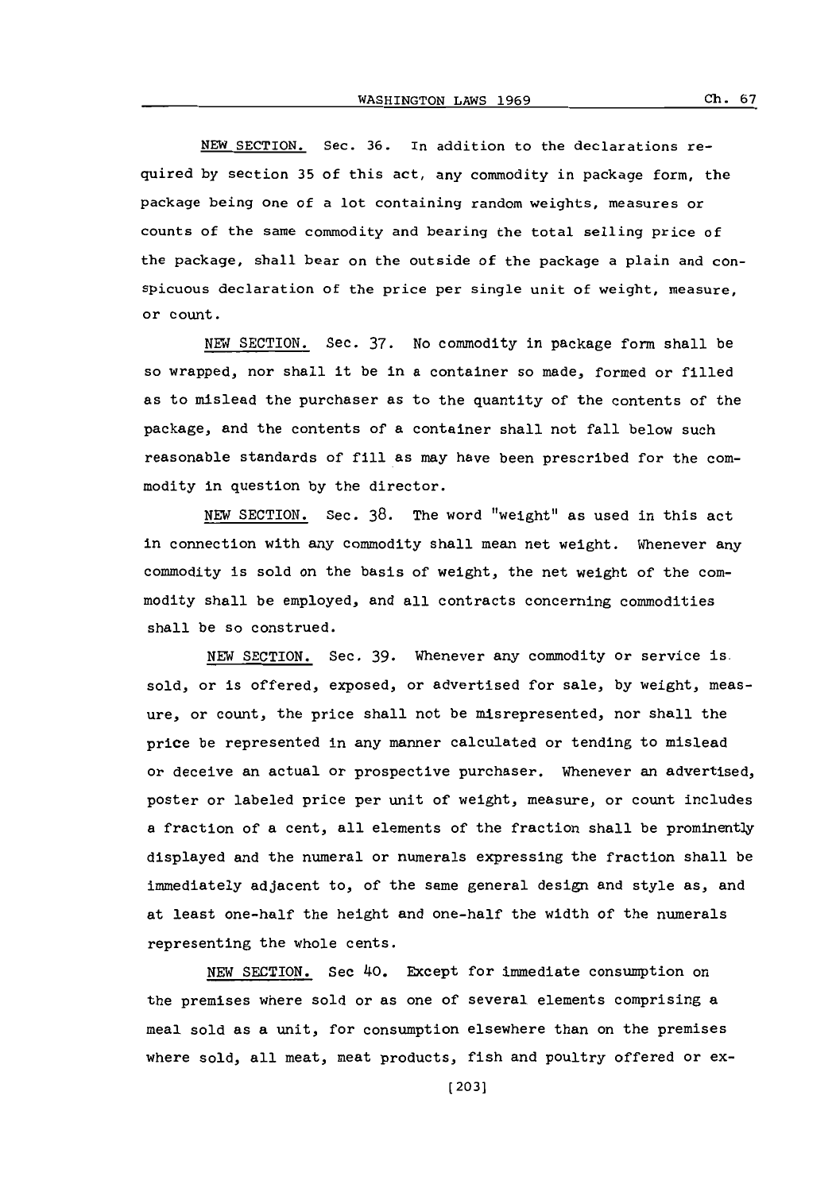NEW SECTION. Sec. 36. In addition to the declarations required by section 35 of this act, any commodity in package form, the package being one of a lot containing random weights, measures or counts of the same commodity and bearing the total selling price of the package, shall bear on the outside of the package a plain and conspicuous declaration of the price per single unit of weight, measure, or count.

NEW SECTION. Sec. 37. No commodity in package form shall be so wrapped, nor shall it be in a container so made, formed or filled as to mislead the purchaser as to the quantity of the contents of the package, and the contents of a container shall not fall below such reasonable standards of fill as may have been prescribed for the commodity in question by the director.

NEW SECTION. Sec. 38. The word "weight" as used in this act in connection with any commodity shall mean net weight. Whenever any commodity is sold on the basis of weight, the net weight of the commodity shall be employed, and all contracts concerning commodities shall be so construed.

NEW SECTION. Sec. 39. Whenever any commodity or service is sold, or is offered, exposed, or advertised for sale, by weight, measure, or count, the price shall not be misrepresented, nor shall the price be represented in any manner calculated or tending to mislead or deceive an actual or prospective purchaser. Whenever an advertised, poster or labeled price per unit of weight, measure, or count includes a fraction of a cent, all elements of the fraction shall be prominently displayed and the numeral or numerals expressing the fraction shall be immediately adjacent to, of the same general design and style as, and at least one-half the height and one-half the width of the numerals representing the whole cents.

NEW SECTION. Sec 40. Except for immediate consumption on the premises where sold or as one of several elements comprising a meal sold as a unit, for consumption elsewhere than on the premises where sold, all meat, meat products, fish and poultry offered or ex-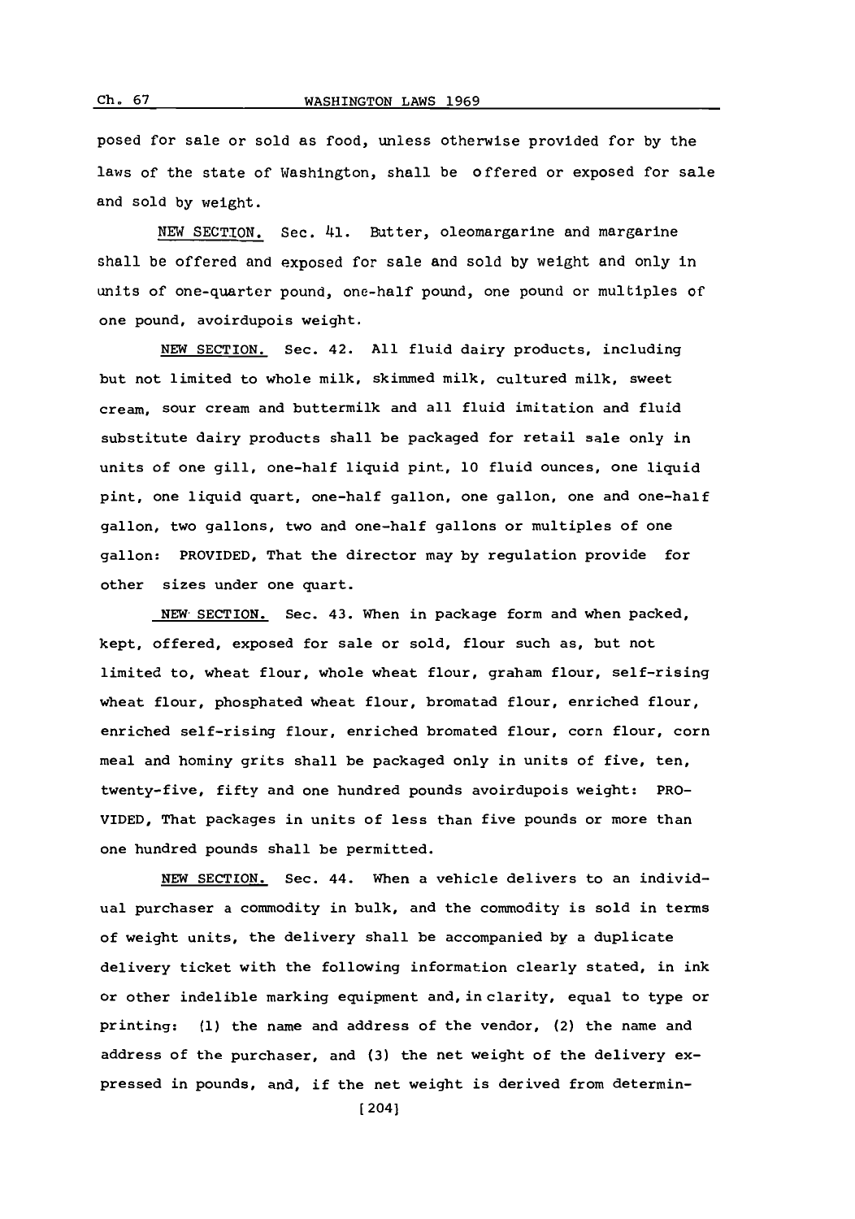posed for sale or sold as food, unless otherwise provided for by the laws of the state of Washington, shall be offered or exposed for sale and sold by weight.

NEW SECTION. Sec. 41. Butter, oleomargarine and margarine shall be offered and exposed for sale and sold by weight and only in units of one-quarter pound, one-half pound, one pound or multiples of one pound, avoirdupois weight.

NEW SECTION. Sec. 42. All fluid dairy products, including but not limited to whole milk, skimmed milk, cultured milk, sweet cream, sour cream and buttermilk and all fluid imitation and fluid substitute dairy products shall be packaged for retail sale only in units of one gill, one-half liquid pint, 10 fluid ounces, one liquid pint, one liquid quart, one-half gallon, one gallon, one and one-half gallon, two gallons, two and one-half gallons or multiples of one gallon: PROVIDED, That the director may by regulation provide for other sizes under one quart.

NEW SECTION. Sec. 43. When in package form and when packed, kept, offered, exposed for sale or sold, flour such as, but not limited to, wheat flour, whole wheat flour, graham flour, self-rising wheat flour, phosphated wheat flour, bromatad flour, enriched flour, enriched self-rising flour, enriched bromated flour, corn flour, corn meal and hominy grits shall be packaged only in units of five, ten, twenty-five, fifty and one hundred pounds avoirdupois weight: PROVIDED, That packages in units of less than five pounds or more than one hundred pounds shall be permitted.

NEW SECTION. Sec. 44. When a vehicle delivers to an individual purchaser a commodity in bulk, and the commodity is sold in terms of weight units, the delivery shall be accompanied by a duplicate delivery ticket with the following information clearly stated, in ink or other indelible marking equipment and, in clarity, equal to type or printing: (1) the name and address of the vendor, (2) the name and address of the purchaser, and (3) the net weight of the delivery expressed in pounds, and, if the net weight is derived from determin-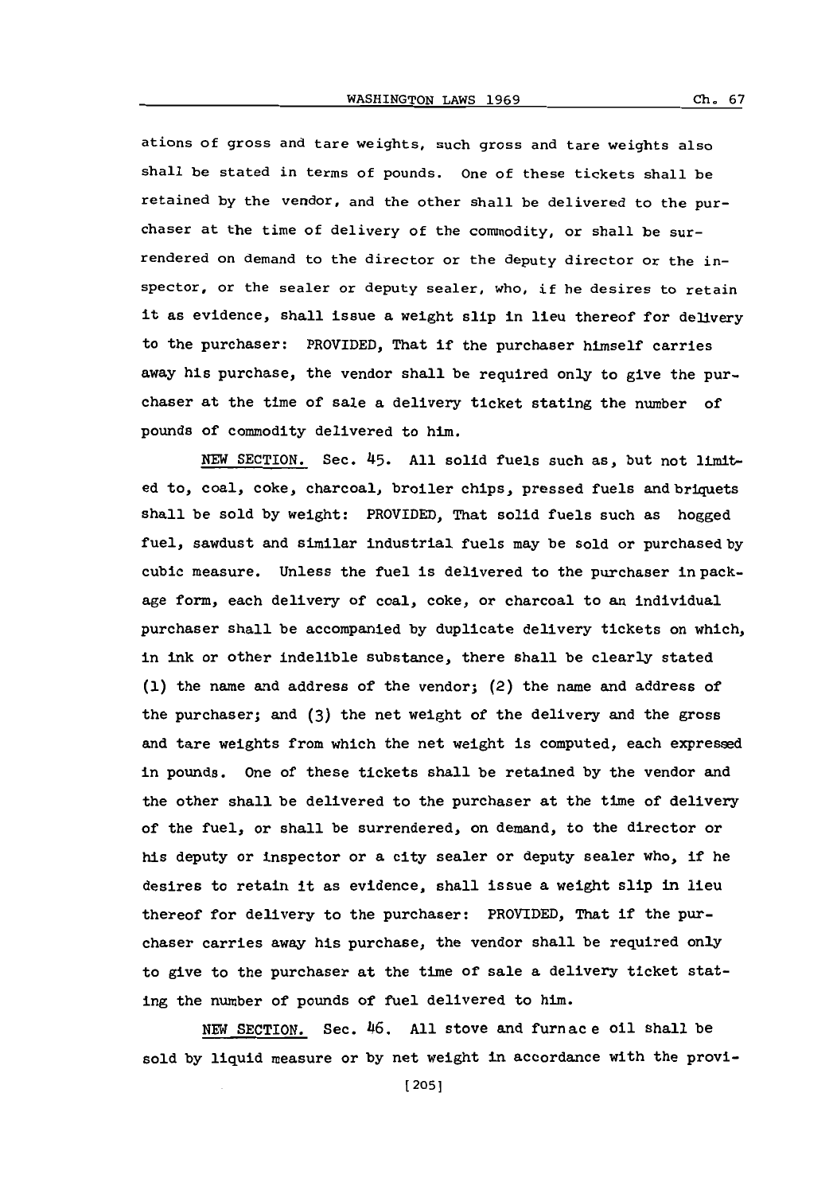ations of gross and tare weights, such gross and tare weights also shall be stated in terms of pounds. One of these tickets shall be retained by the vendor, and the other shall be delivered to the purchaser at the time of delivery of the commodity, or shall be surrendered on demand to the director or the deputy director or the inspector, or the sealer or deputy sealer, who, if he desires to retain it as evidence, shall issue a weight slip in lieu thereof for delivery to the purchaser: PROVIDED, That if the purchaser himself carries away his purchase, the vendor shall be required only to give the purchaser at the time of sale a delivery ticket stating the number of pounds of commodity delivered to him.

NEW SECTION. Sec. 45. All solid fuels such as, but not limited to, coal, coke, charcoal, broiler chips, pressed fuels and briquets shall be sold by weight: PROVIDED, That solid fuels such as hogged fuel, sawdust and similar industrial fuels may be sold or purchased by cubic measure. Unless the fuel is delivered to the purchaser in package form, each delivery of coal, coke, or charcoal to an individual purchaser shall be accompanied by duplicate delivery tickets on which, in ink or other indelible substance, there shall be clearly stated (1) the name and address of the vendor; (2) the name and address of the purchaser; and (3) the net weight of the delivery and the gross and tare weights from which the net weight is computed, each expressed in pounds. One of these tickets shall be retained by the vendor and the other shall be delivered to the purchaser at the time of delivery of the fuel, or shall be surrendered, on demand, to the director or his deputy or inspector or a city sealer or deputy sealer who, if he desires to retain it as evidence, shall issue a weight slip in lieu thereof for delivery to the purchaser: PROVIDED, That if the purchaser carries away his purchase, the vendor shall be required only to give to the purchaser at the time of sale a delivery ticket stating the number of pounds of fuel delivered to him.

NEW SECTION. Sec. 46. All stove and furnace oil shall be sold by liquid measure or by net weight in accordance with the provi-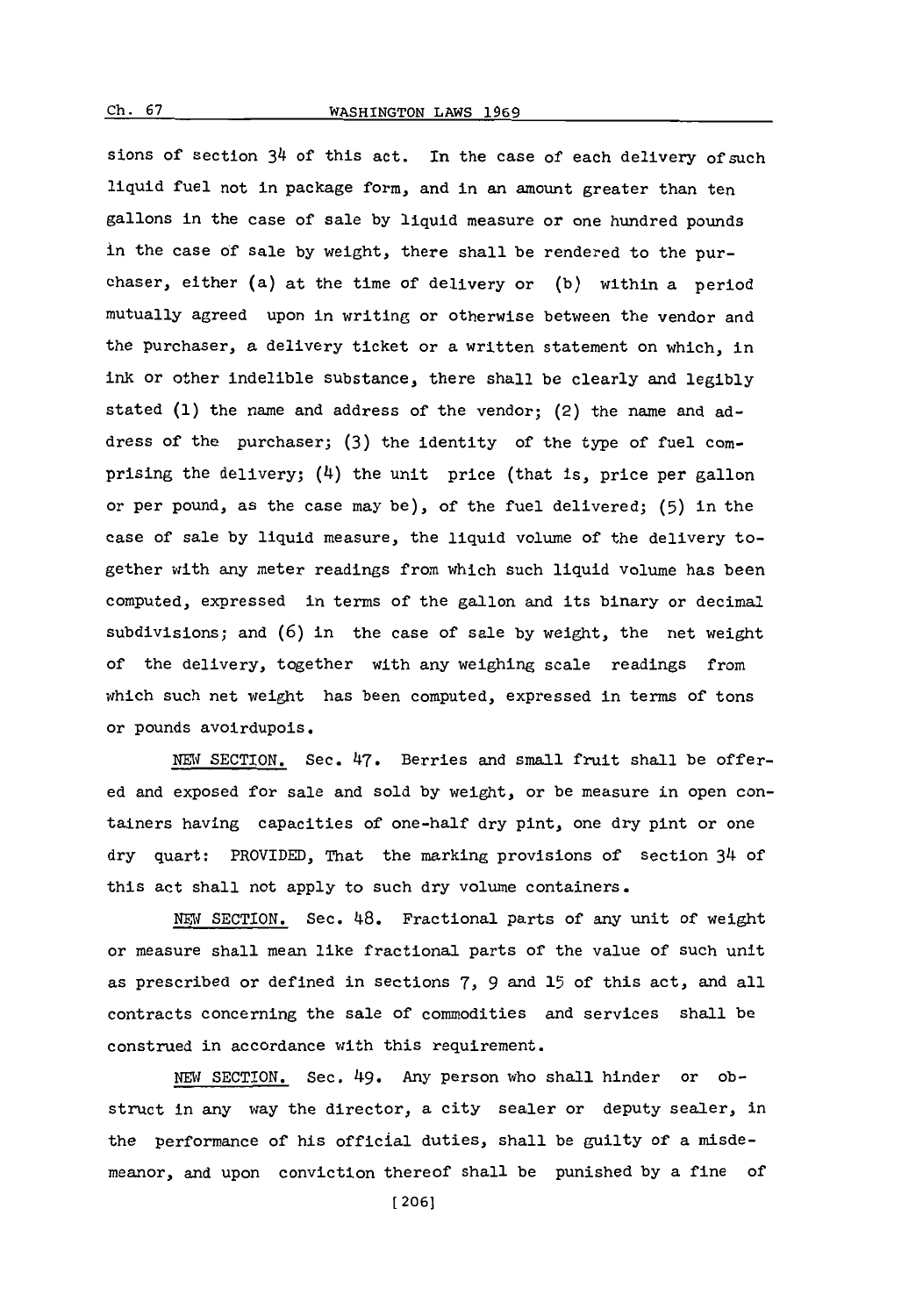sions of section 34 of this act. In the case of each delivery of such liquid fuel not in package form, and in an amount greater than ten gallons in the case of sale by liquid measure or one hundred pounds in the case of sale by weight, there shall be rendered to the purchaser, either (a) at the time of delivery or (b) within a period mutually agreed upon in writing or otherwise between the vendor and the purchaser, a delivery ticket or a written statement on which, in ink or other indelible substance, there shall be clearly and legibly stated (1) the name and address of the vendor; (2) the name and address of the purchaser; (3) the identity of the type of fuel comprising the delivery; (4) the unit price (that is, price per gallon or per pound, as the case may be), of the fuel delivered; (5) in the case of sale by liquid measure, the liquid volume of the delivery together with any meter readings from which such liquid volume has been computed, expressed in terms of the gallon and its binary or decimal subdivisions; and (6) in the case of sale by weight, the net weight of the delivery, together with any weighing scale readings from which such net weight has been computed, expressed in terms of tons or pounds avoirdupois.

NEW SECTION. Sec. 47. Berries and small fruit shall be offered and exposed for sale and sold by weight, or be measure in open containers having capacities of one-half dry pint, one dry pint or one dry quart: PROVIDED, That the marking provisions of section 34 of this act shall not apply to such dry volume containers.

NEW SECTION. Sec. 48. Fractional parts of any unit of weight or measure shall mean like fractional parts of the value of such unit as prescribed or defined in sections 7, 9 and 15 of this act, and all contracts concerning the sale of commodities and services shall be construed in accordance with this requirement.

NEW SECTION. Sec. 49. Any person who shall hinder or obstruct in any way the director, a city sealer or deputy sealer, in the performance of his official duties, shall be guilty of a misdemeanor, and upon conviction thereof shall be punished by a fine of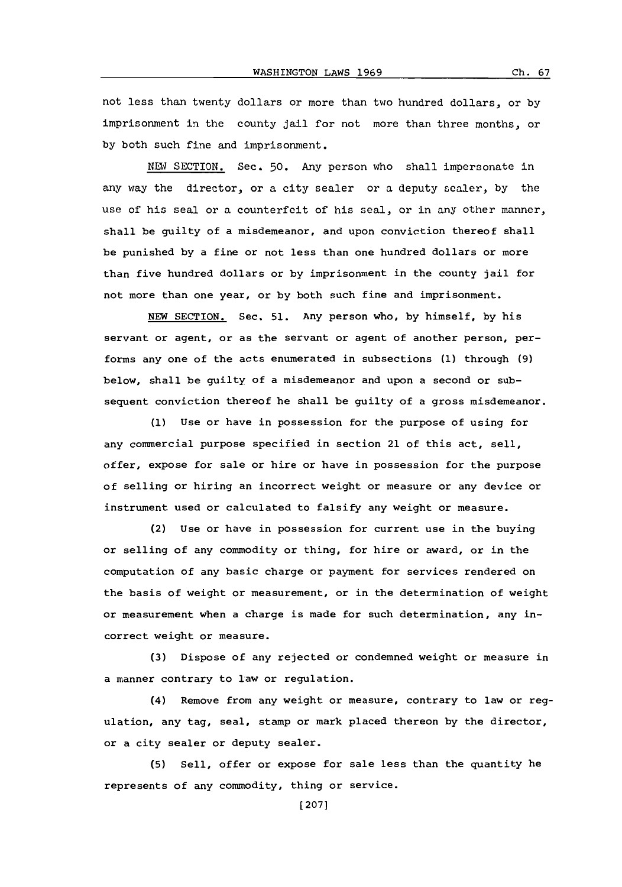not less than twenty dollars or more than two hundred dollars, or by imprisonment in the county jail for not more than three months, or by both such fine and imprisonment.

NEW SECTION. Sec. 50. Any person who shall impersonate in any way the director, or a city sealer or a deputy sealer, by the use of his seal or a counterfeit of his seal, or in any other manner, shall be guilty of a misdemeanor, and upon conviction thereof shall be punished by a fine or not less than one hundred dollars or more than five hundred dollars or by imprisonment in the county jail for not more than one year, or by both such fine and imprisonment.

NEW SECTION. Sec. 51. Any person who, by himself, by his servant or agent, or as the servant or agent of another person, performs any one of the acts enumerated in subsections (1) through (9) below, shall be guilty of a misdemeanor and upon a second or subsequent conviction thereof he shall be guilty of a gross misdemeanor.

(1) Use or have in possession for the purpose of using for any commercial purpose specified in section 21 of this act, sell, offer, expose for sale or hire or have in possession for the purpose of selling or hiring an incorrect weight or measure or any device or instrument used or calculated to falsify any weight or measure.

(2) Use or have in possession for current use in the buying or selling of any commodity or thing, for hire or award, or in the computation of any basic charge or payment for services rendered on the basis of weight or measurement, or in the determination of weight or measurement when a charge is made for such determination, any incorrect weight or measure.

(3) Dispose of any rejected or condemned weight or measure in a manner contrary to law or regulation.

(4) Remove from any weight or measure, contrary to law or regulation, any tag, seal, stamp or mark placed thereon by the director, or a city sealer or deputy sealer.

(5) Sell, offer or expose for sale less than the quantity he represents of any commodity, thing or service.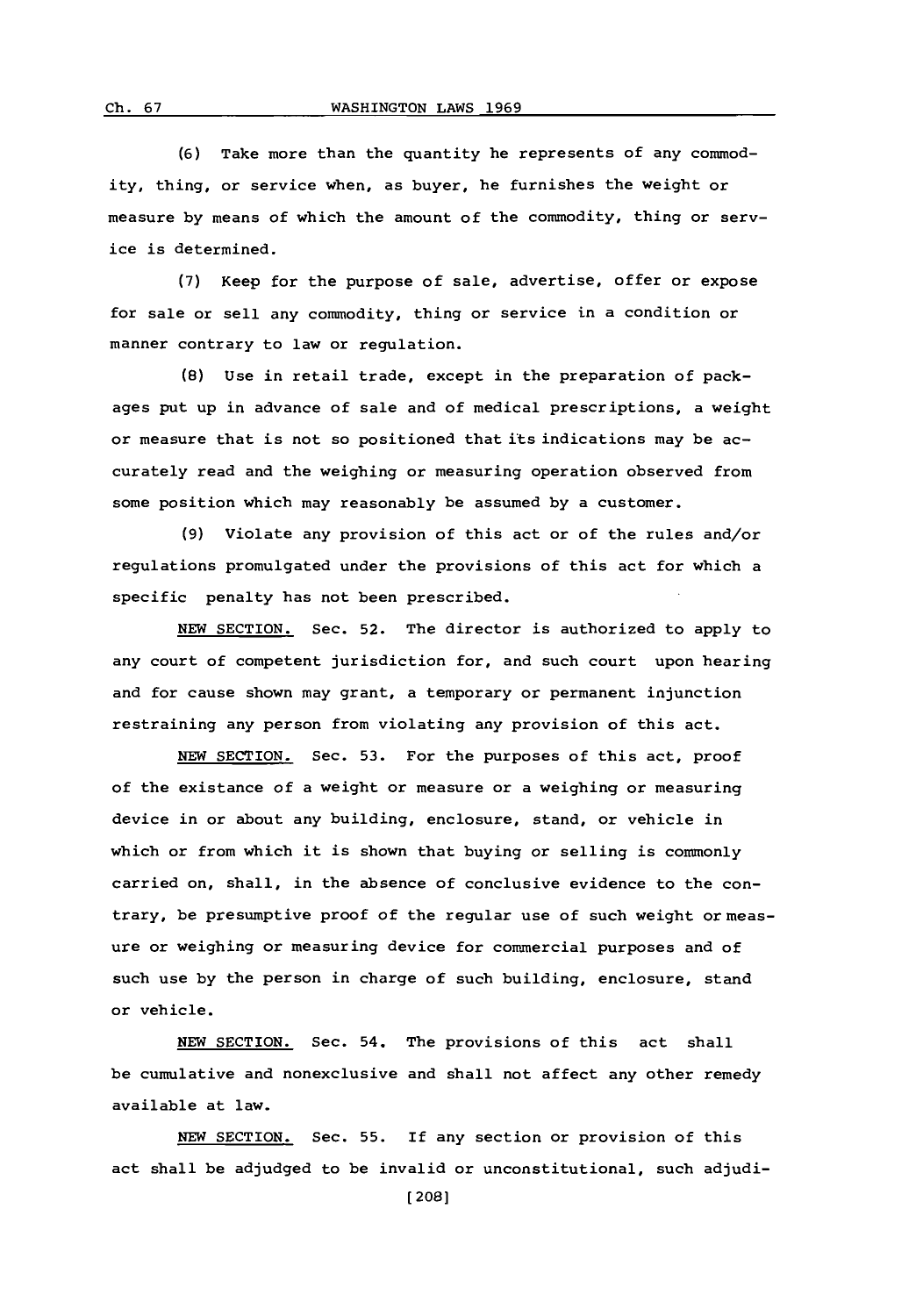(6) Take more than the quantity he represents of any commodity, thing, or service when, as buyer, he furnishes the weight or measure by means of which the amount of the commodity, thing or service is determined.

(7) Keep for the purpose of sale, advertise, offer or expose for sale or sell any commodity, thing or service in a condition or manner contrary to law or regulation.

(8) Use in retail trade, except in the preparation of packages put up in advance of sale and of medical prescriptions, a weight or measure that is not so positioned that its indications may be accurately read and the weighing or measuring operation observed from some position which may reasonably be assumed by a customer.

(9) Violate any provision of this act or of the rules and/or regulations promulgated under the provisions of this act for which a specific penalty has not been prescribed.

NEW SECTION. Sec. 52. The director is authorized to apply to any court of competent jurisdiction for, and such court upon hearing and for cause shown may grant, a temporary or permanent injunction restraining any person from violating any provision of this act.

NEW SECTION. Sec. 53. For the purposes of this act, proof of the existance of a weight or measure or a weighing or measuring device in or about any building, enclosure, stand, or vehicle in which or from which it is shown that buying or selling is commonly carried on, shall, in the absence of conclusive evidence to the contrary, be presumptive proof of the regular use of such weight or measure or weighing or measuring device for commercial purposes and of such use by the person in charge of such building, enclosure, stand or vehicle.

NEW SECTION. Sec. 54. The provisions of this act shall be cumulative and nonexclusive and shall not affect any other remedy available at law.

NEW SECTION. Sec. 55. If any section or provision of this act shall be adjudged to be invalid or unconstitutional, such adjudi-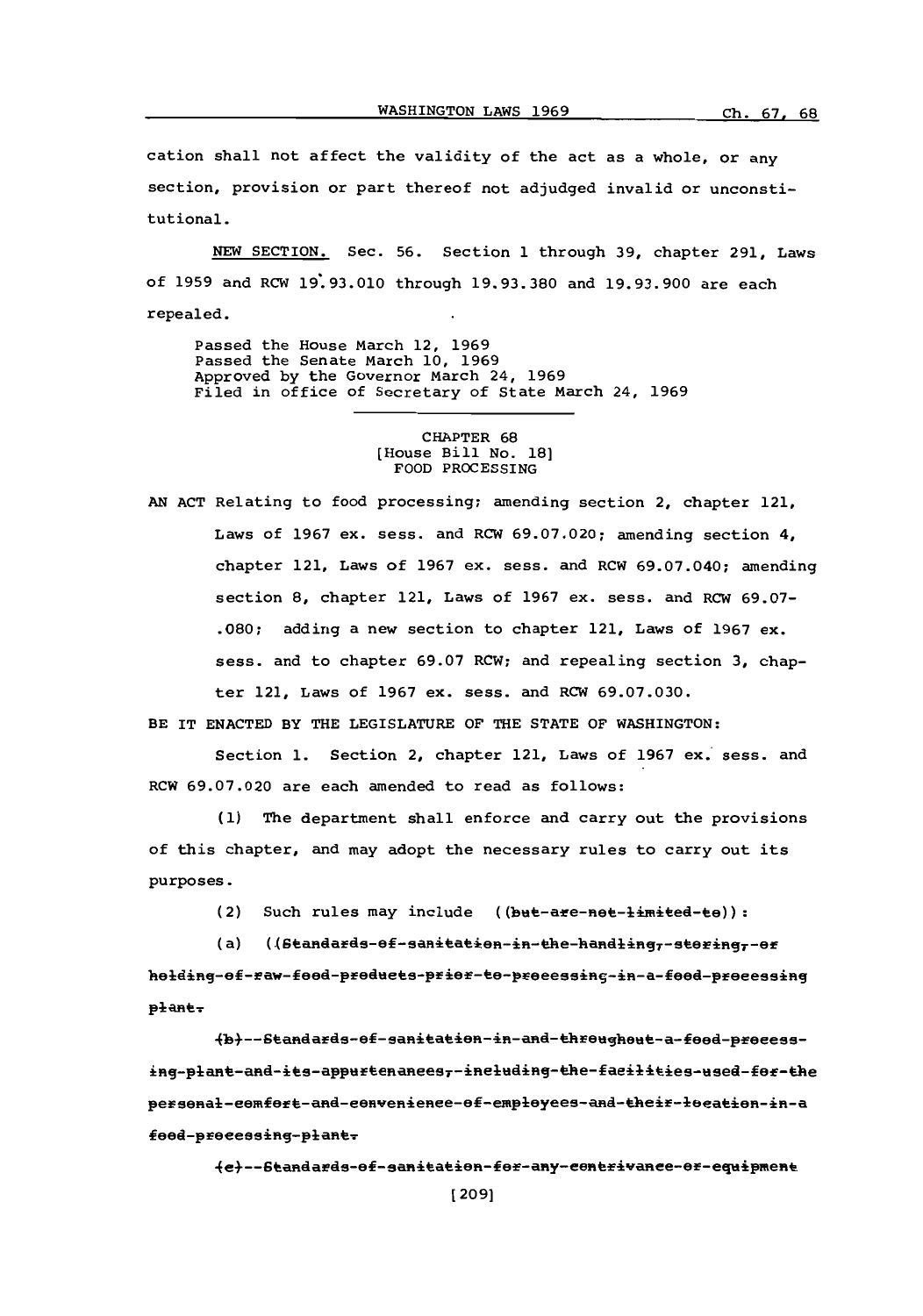cation shall not affect the validity of the act as a whole, or any section, provision or part thereof not adjudged invalid or unconstitutional.

NEW SECTION. Sec. 56. Section 1 through 39, chapter 291, Laws of 1959 and RCW 19.93.010 through 19.93.380 and 19.93.900 are each repealed.

Passed the House March 12, 1969
Passed the Senate March 10, 1969
Approved by the Governor March 24, 1969
Filed in office of Secretary of State March 24, 1969

CHAPTER 68
[House Bill No. 18]
FOOD PROCESSING

AN ACT Relating to food processing; amending section 2, chapter 121, Laws of 1967 ex. sess. and RCW 69.07.020; amending section 4, chapter 121, Laws of 1967 ex. sess. and RCW 69.07.040; amending section 8, chapter 121, Laws of 1967 ex. sess. and RCW 69.07-.080; adding a new section to chapter 121, Laws of 1967 ex. sess. and to chapter 69.07 RCW; and repealing section 3, chapter 121, Laws of 1967 ex. sess. and RCW 69.07.030.

BE IT ENACTED BY THE LEGISLATURE OF THE STATE OF WASHINGTON:

Section 1. Section 2, chapter 121, Laws of 1967 ex. sess. and RCW 69.07.020 are each amended to read as follows:

(1) The department shall enforce and carry out the provisions of this chapter, and may adopt the necessary rules to carry out its purposes.

(2) Such rules may include ((~~but-are-not-limited-to~~)):

(a) ((~~Standards-of-sanitation-in-the-handling,-storing,-or holding-of-raw-food-products-prior-to-processing-in-a-food-processing plant.~~

~~(b)--Standards-of-sanitation-in-and-throughout-a-food-processing-plant-and-its-appurtenances,-including-the-facilities-used-for-the personal-comfort-and-convenience-of-employees-and-their-location-in-a food-processing-plant.~~

~~(c)--Standards-of-sanitation-for-any-contrivance-or-equipment~~